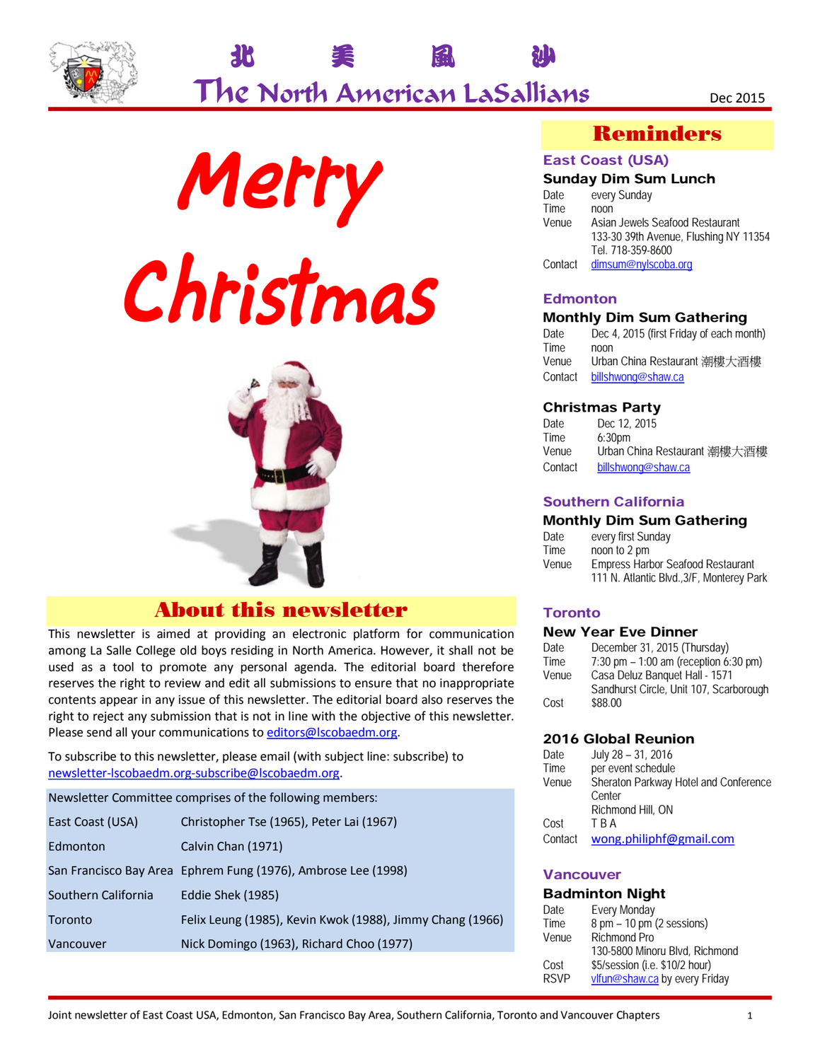# 北　美　風　沙

# The North American LaSallians

Dec 2015

# Merry Christmas

## About this newsletter

This newsletter is aimed at providing an electronic platform for communication among La Salle College old boys residing in North America. However, it shall not be used as a tool to promote any personal agenda. The editorial board therefore reserves the right to review and edit all submissions to ensure that no inappropriate contents appear in any issue of this newsletter. The editorial board also reserves the right to reject any submission that is not in line with the objective of this newsletter. Please send all your communications to editors@lscobaedm.org.

To subscribe to this newsletter, please email (with subject line: subscribe) to newsletter-lscobaedm.org-subscribe@lscobaedm.org.

| Newsletter Committee comprises of the following members: | |
|---|---|
| East Coast (USA) | Christopher Tse (1965), Peter Lai (1967) |
| Edmonton | Calvin Chan (1971) |
| San Francisco Bay Area | Ephrem Fung (1976), Ambrose Lee (1998) |
| Southern California | Eddie Shek (1985) |
| Toronto | Felix Leung (1985), Kevin Kwok (1988), Jimmy Chang (1966) |
| Vancouver | Nick Domingo (1963), Richard Choo (1977) |

## Reminders

### East Coast (USA)

**Sunday Dim Sum Lunch**

Date: every Sunday
Time: noon
Venue: Asian Jewels Seafood Restaurant, 133-30 39th Avenue, Flushing NY 11354, Tel. 718-359-8600
Contact: dimsum@nylscoba.org

### Edmonton

**Monthly Dim Sum Gathering**

Date: Dec 4, 2015 (first Friday of each month)
Time: noon
Venue: Urban China Restaurant 潮樓大酒樓
Contact: billshwong@shaw.ca

**Christmas Party**

Date: Dec 12, 2015
Time: 6:30pm
Venue: Urban China Restaurant 潮樓大酒樓
Contact: billshwong@shaw.ca

### Southern California

**Monthly Dim Sum Gathering**

Date: every first Sunday
Time: noon to 2 pm
Venue: Empress Harbor Seafood Restaurant, 111 N. Atlantic Blvd.,3/F, Monterey Park

### Toronto

**New Year Eve Dinner**

Date: December 31, 2015 (Thursday)
Time: 7:30 pm – 1:00 am (reception 6:30 pm)
Venue: Casa Deluz Banquet Hall - 1571 Sandhurst Circle, Unit 107, Scarborough
Cost: $88.00

**2016 Global Reunion**

Date: July 28 – 31, 2016
Time: per event schedule
Venue: Sheraton Parkway Hotel and Conference Center, Richmond Hill, ON
Cost: T B A
Contact: wong.philiphf@gmail.com

### Vancouver

**Badminton Night**

Date: Every Monday
Time: 8 pm – 10 pm (2 sessions)
Venue: Richmond Pro, 130-5800 Minoru Blvd, Richmond
Cost: $5/session (i.e. $10/2 hour)
RSVP: vlfun@shaw.ca by every Friday

Joint newsletter of East Coast USA, Edmonton, San Francisco Bay Area, Southern California, Toronto and Vancouver Chapters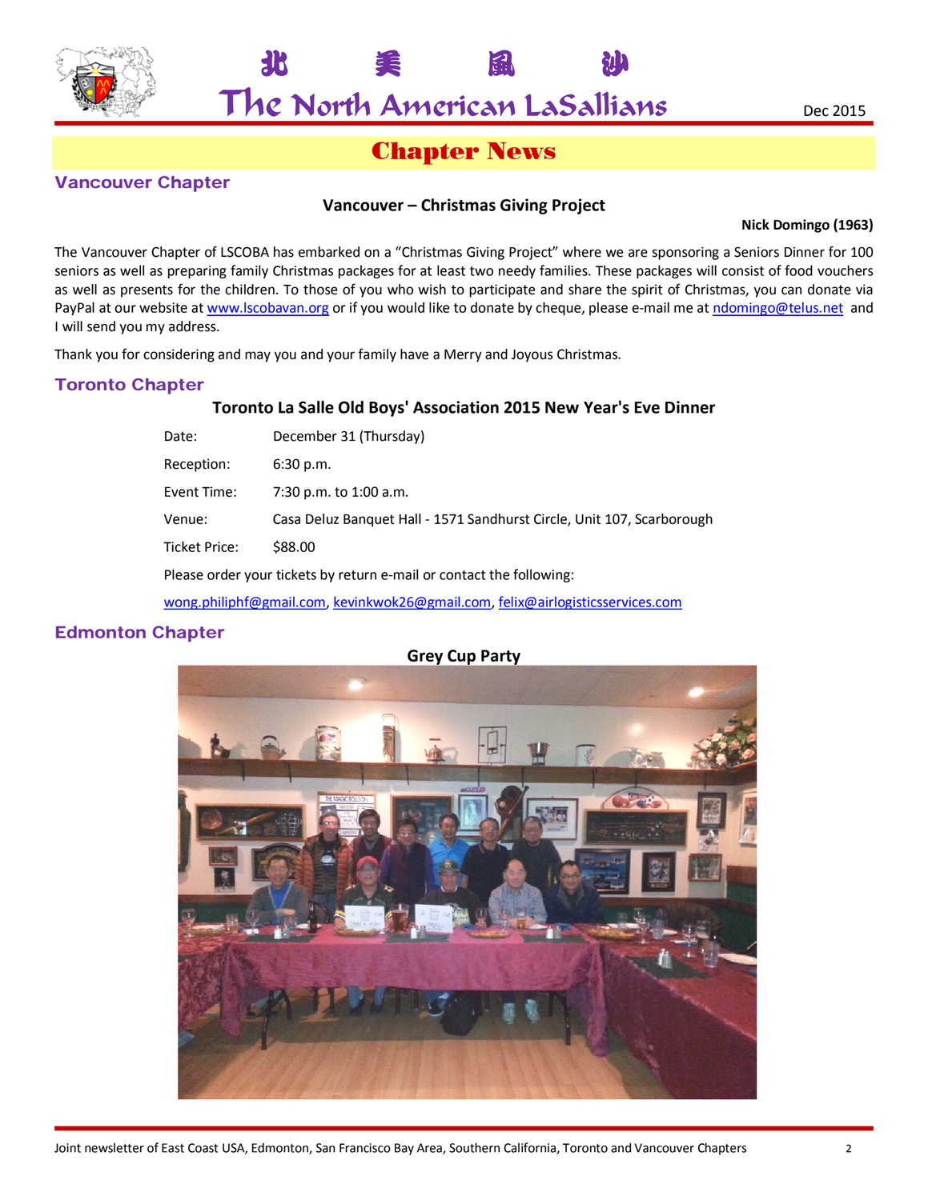# Chapter News

## Vancouver Chapter

### Vancouver – Christmas Giving Project

**Nick Domingo (1963)**

The Vancouver Chapter of LSCOBA has embarked on a "Christmas Giving Project" where we are sponsoring a Seniors Dinner for 100 seniors as well as preparing family Christmas packages for at least two needy families. These packages will consist of food vouchers as well as presents for the children. To those of you who wish to participate and share the spirit of Christmas, you can donate via PayPal at our website at www.lscobavan.org or if you would like to donate by cheque, please e-mail me at ndomingo@telus.net and I will send you my address.

Thank you for considering and may you and your family have a Merry and Joyous Christmas.

## Toronto Chapter

### Toronto La Salle Old Boys' Association 2015 New Year's Eve Dinner

| | |
|---|---|
| Date: | December 31 (Thursday) |
| Reception: | 6:30 p.m. |
| Event Time: | 7:30 p.m. to 1:00 a.m. |
| Venue: | Casa Deluz Banquet Hall - 1571 Sandhurst Circle, Unit 107, Scarborough |
| Ticket Price: | $88.00 |

Please order your tickets by return e-mail or contact the following:

wong.philiphf@gmail.com, kevinkwok26@gmail.com, felix@airlogisticsservices.com

## Edmonton Chapter

### Grey Cup Party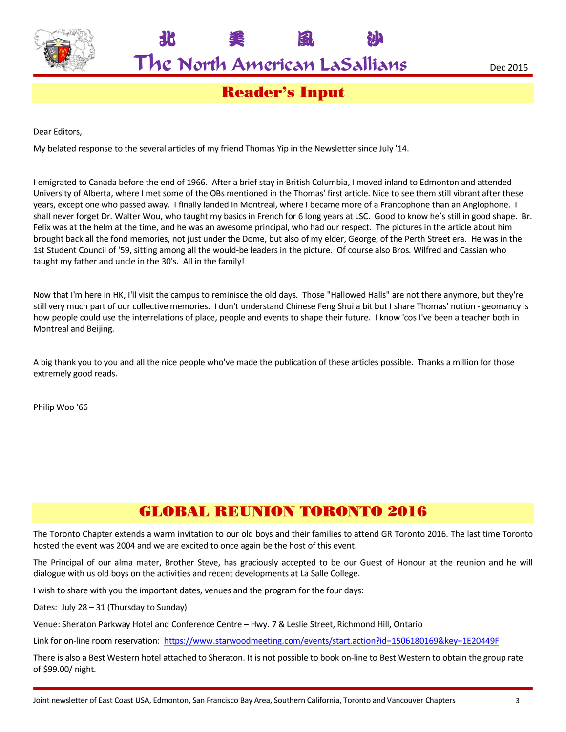## Reader's Input

Dear Editors,

My belated response to the several articles of my friend Thomas Yip in the Newsletter since July '14.

I emigrated to Canada before the end of 1966. After a brief stay in British Columbia, I moved inland to Edmonton and attended University of Alberta, where I met some of the OBs mentioned in the Thomas' first article. Nice to see them still vibrant after these years, except one who passed away. I finally landed in Montreal, where I became more of a Francophone than an Anglophone. I shall never forget Dr. Walter Wou, who taught my basics in French for 6 long years at LSC. Good to know he's still in good shape. Br. Felix was at the helm at the time, and he was an awesome principal, who had our respect. The pictures in the article about him brought back all the fond memories, not just under the Dome, but also of my elder, George, of the Perth Street era. He was in the 1st Student Council of '59, sitting among all the would-be leaders in the picture. Of course also Bros. Wilfred and Cassian who taught my father and uncle in the 30's. All in the family!

Now that I'm here in HK, I'll visit the campus to reminisce the old days. Those "Hallowed Halls" are not there anymore, but they're still very much part of our collective memories. I don't understand Chinese Feng Shui a bit but I share Thomas' notion - geomancy is how people could use the interrelations of place, people and events to shape their future. I know 'cos I've been a teacher both in Montreal and Beijing.

A big thank you to you and all the nice people who've made the publication of these articles possible. Thanks a million for those extremely good reads.

Philip Woo '66

## GLOBAL REUNION TORONTO 2016

The Toronto Chapter extends a warm invitation to our old boys and their families to attend GR Toronto 2016. The last time Toronto hosted the event was 2004 and we are excited to once again be the host of this event.

The Principal of our alma mater, Brother Steve, has graciously accepted to be our Guest of Honour at the reunion and he will dialogue with us old boys on the activities and recent developments at La Salle College.

I wish to share with you the important dates, venues and the program for the four days:

Dates: July 28 – 31 (Thursday to Sunday)

Venue: Sheraton Parkway Hotel and Conference Centre – Hwy. 7 & Leslie Street, Richmond Hill, Ontario

Link for on-line room reservation: https://www.starwoodmeeting.com/events/start.action?id=1506180169&key=1E20449F

There is also a Best Western hotel attached to Sheraton. It is not possible to book on-line to Best Western to obtain the group rate of $99.00/ night.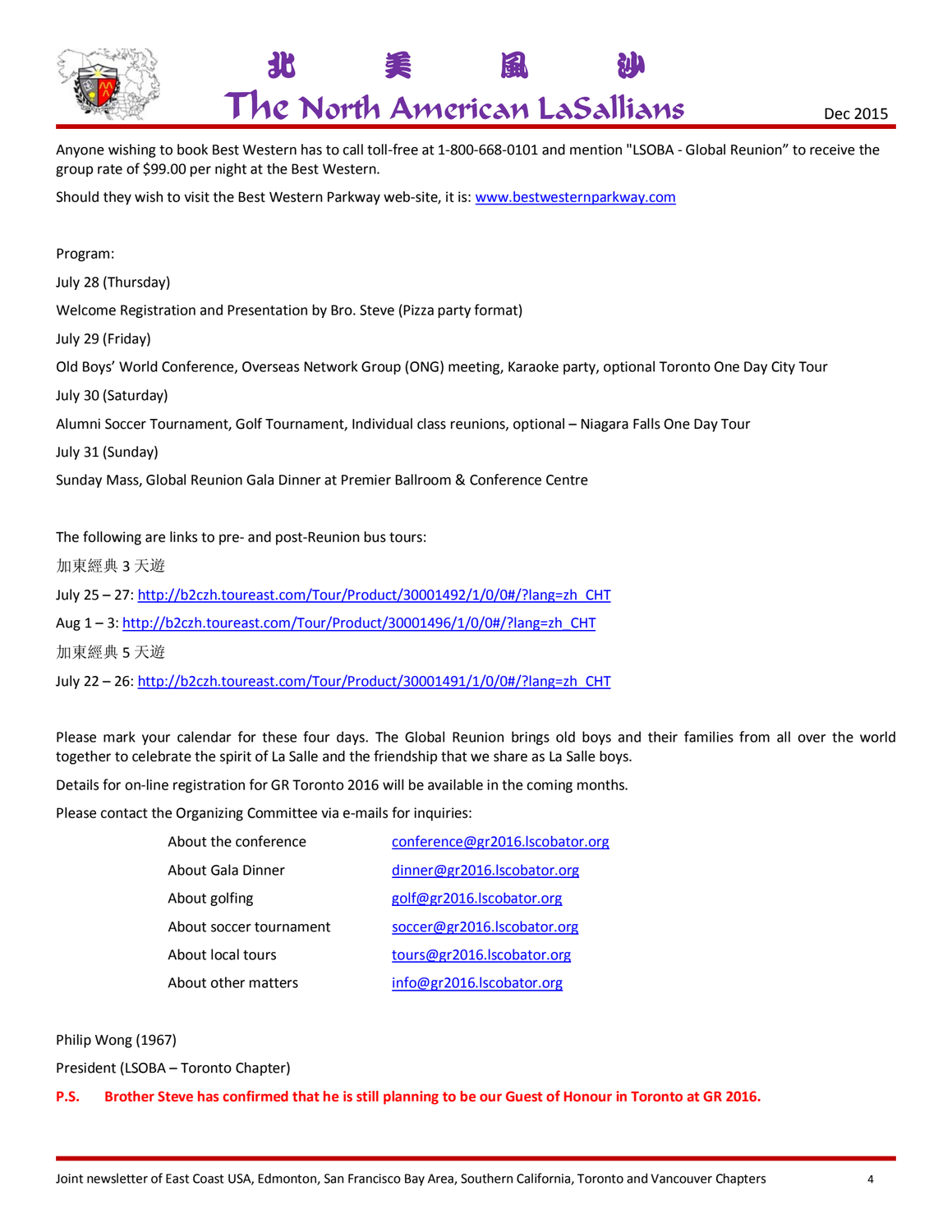Anyone wishing to book Best Western has to call toll-free at 1-800-668-0101 and mention "LSOBA - Global Reunion" to receive the group rate of $99.00 per night at the Best Western.

Should they wish to visit the Best Western Parkway web-site, it is: www.bestwesternparkway.com

Program:

July 28 (Thursday)

Welcome Registration and Presentation by Bro. Steve (Pizza party format)

July 29 (Friday)

Old Boys' World Conference, Overseas Network Group (ONG) meeting, Karaoke party, optional Toronto One Day City Tour

July 30 (Saturday)

Alumni Soccer Tournament, Golf Tournament, Individual class reunions, optional – Niagara Falls One Day Tour

July 31 (Sunday)

Sunday Mass, Global Reunion Gala Dinner at Premier Ballroom & Conference Centre

The following are links to pre- and post-Reunion bus tours:

加東經典 3 天遊

July 25 – 27: http://b2czh.toureast.com/Tour/Product/30001492/1/0/0#/?lang=zh_CHT

Aug 1 – 3: http://b2czh.toureast.com/Tour/Product/30001496/1/0/0#/?lang=zh_CHT

加東經典 5 天遊

July 22 – 26: http://b2czh.toureast.com/Tour/Product/30001491/1/0/0#/?lang=zh_CHT

Please mark your calendar for these four days. The Global Reunion brings old boys and their families from all over the world together to celebrate the spirit of La Salle and the friendship that we share as La Salle boys.

Details for on-line registration for GR Toronto 2016 will be available in the coming months.

Please contact the Organizing Committee via e-mails for inquiries:

| | |
|---|---|
| About the conference | conference@gr2016.lscobator.org |
| About Gala Dinner | dinner@gr2016.lscobator.org |
| About golfing | golf@gr2016.lscobator.org |
| About soccer tournament | soccer@gr2016.lscobator.org |
| About local tours | tours@gr2016.lscobator.org |
| About other matters | info@gr2016.lscobator.org |

Philip Wong (1967)

President (LSOBA – Toronto Chapter)

**P.S. Brother Steve has confirmed that he is still planning to be our Guest of Honour in Toronto at GR 2016.**